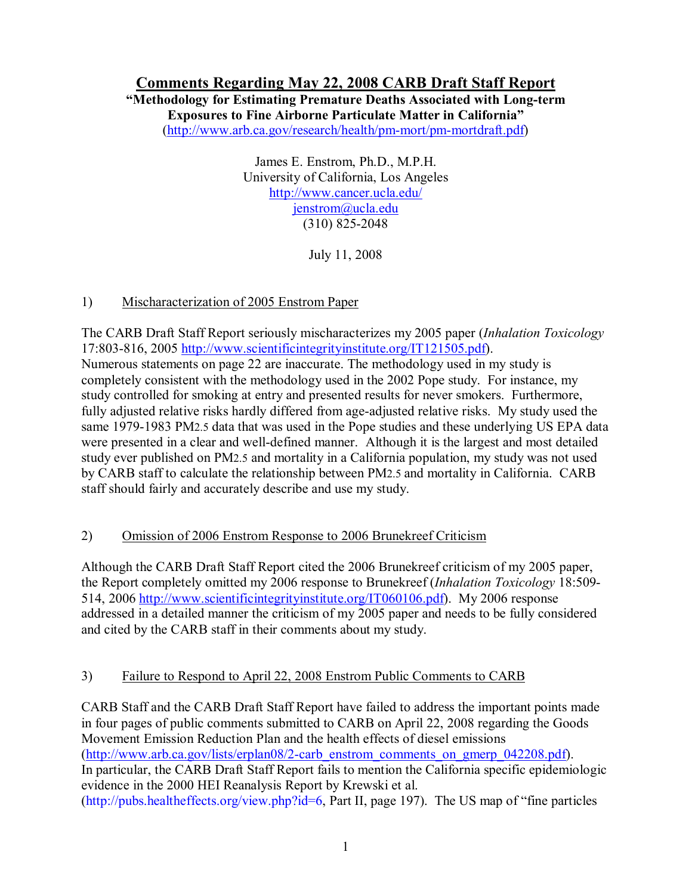# Comments Regarding May 22, 2008 CARB Draft Staff Report

**"Methodology for Estimating Premature Deaths Associated with Long-term Exposures to Fine Airborne Particulate Matter in California"**
(http://www.arb.ca.gov/research/health/pm-mort/pm-mortdraft.pdf)

James E. Enstrom, Ph.D., M.P.H.
University of California, Los Angeles
http://www.cancer.ucla.edu/
jenstrom@ucla.edu
(310) 825-2048

July 11, 2008

## 1) Mischaracterization of 2005 Enstrom Paper

The CARB Draft Staff Report seriously mischaracterizes my 2005 paper (*Inhalation Toxicology* 17:803-816, 2005 http://www.scientificintegrityinstitute.org/IT121505.pdf). Numerous statements on page 22 are inaccurate. The methodology used in my study is completely consistent with the methodology used in the 2002 Pope study. For instance, my study controlled for smoking at entry and presented results for never smokers. Furthermore, fully adjusted relative risks hardly differed from age-adjusted relative risks. My study used the same 1979-1983 $PM_{2.5}$ data that was used in the Pope studies and these underlying US EPA data were presented in a clear and well-defined manner. Although it is the largest and most detailed study ever published on $PM_{2.5}$ and mortality in a California population, my study was not used by CARB staff to calculate the relationship between $PM_{2.5}$ and mortality in California. CARB staff should fairly and accurately describe and use my study.

## 2) Omission of 2006 Enstrom Response to 2006 Brunekreef Criticism

Although the CARB Draft Staff Report cited the 2006 Brunekreef criticism of my 2005 paper, the Report completely omitted my 2006 response to Brunekreef (*Inhalation Toxicology* 18:509-514, 2006 http://www.scientificintegrityinstitute.org/IT060106.pdf). My 2006 response addressed in a detailed manner the criticism of my 2005 paper and needs to be fully considered and cited by the CARB staff in their comments about my study.

## 3) Failure to Respond to April 22, 2008 Enstrom Public Comments to CARB

CARB Staff and the CARB Draft Staff Report have failed to address the important points made in four pages of public comments submitted to CARB on April 22, 2008 regarding the Goods Movement Emission Reduction Plan and the health effects of diesel emissions (http://www.arb.ca.gov/lists/erplan08/2-carb_enstrom_comments_on_gmerp_042208.pdf). In particular, the CARB Draft Staff Report fails to mention the California specific epidemiologic evidence in the 2000 HEI Reanalysis Report by Krewski et al. (http://pubs.healtheffects.org/view.php?id=6, Part II, page 197). The US map of "fine particles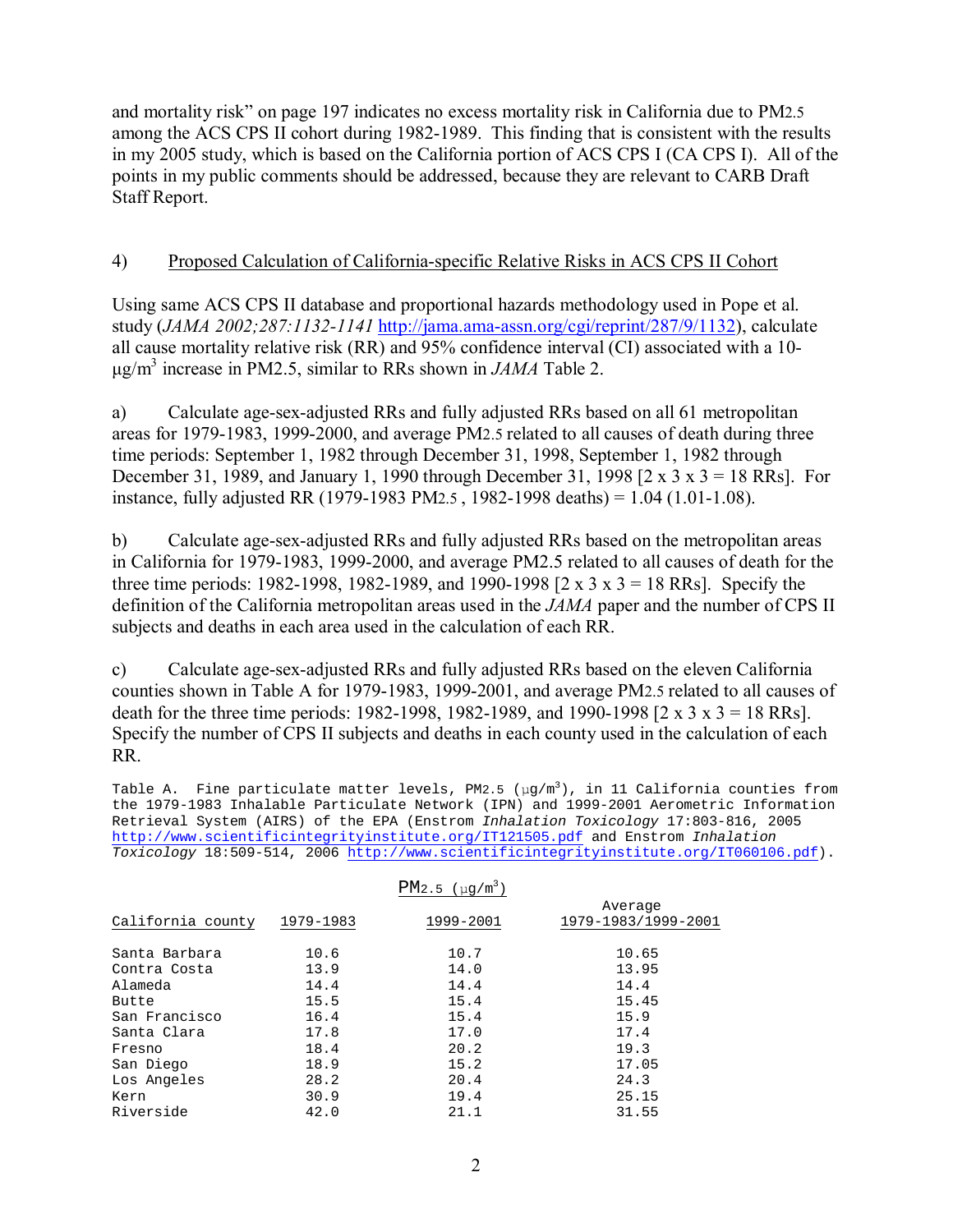and mortality risk" on page 197 indicates no excess mortality risk in California due to $PM_{2.5}$ among the ACS CPS II cohort during 1982-1989. This finding that is consistent with the results in my 2005 study, which is based on the California portion of ACS CPS I (CA CPS I). All of the points in my public comments should be addressed, because they are relevant to CARB Draft Staff Report.

4) Proposed Calculation of California-specific Relative Risks in ACS CPS II Cohort

Using same ACS CPS II database and proportional hazards methodology used in Pope et al. study (*JAMA 2002;287:1132-1141* http://jama.ama-assn.org/cgi/reprint/287/9/1132), calculate all cause mortality relative risk (RR) and 95% confidence interval (CI) associated with a 10-$\mu g/m^3$ increase in PM2.5, similar to RRs shown in *JAMA* Table 2.

a) Calculate age-sex-adjusted RRs and fully adjusted RRs based on all 61 metropolitan areas for 1979-1983, 1999-2000, and average $PM_{2.5}$ related to all causes of death during three time periods: September 1, 1982 through December 31, 1998, September 1, 1982 through December 31, 1989, and January 1, 1990 through December 31, 1998 [2 x 3 x 3 = 18 RRs]. For instance, fully adjusted RR (1979-1983 $PM_{2.5}$ , 1982-1998 deaths) = 1.04 (1.01-1.08).

b) Calculate age-sex-adjusted RRs and fully adjusted RRs based on the metropolitan areas in California for 1979-1983, 1999-2000, and average PM2.5 related to all causes of death for the three time periods: 1982-1998, 1982-1989, and 1990-1998 [2 x 3 x 3 = 18 RRs]. Specify the definition of the California metropolitan areas used in the *JAMA* paper and the number of CPS II subjects and deaths in each area used in the calculation of each RR.

c) Calculate age-sex-adjusted RRs and fully adjusted RRs based on the eleven California counties shown in Table A for 1979-1983, 1999-2001, and average $PM_{2.5}$ related to all causes of death for the three time periods: 1982-1998, 1982-1989, and 1990-1998 [2 x 3 x 3 = 18 RRs]. Specify the number of CPS II subjects and deaths in each county used in the calculation of each RR.

Table A. Fine particulate matter levels, $PM_{2.5}$ ($\mu g/m^3$), in 11 California counties from the 1979-1983 Inhalable Particulate Network (IPN) and 1999-2001 Aerometric Information Retrieval System (AIRS) of the EPA (Enstrom *Inhalation Toxicology* 17:803-816, 2005 http://www.scientificintegrityinstitute.org/IT121505.pdf and Enstrom *Inhalation Toxicology* 18:509-514, 2006 http://www.scientificintegrityinstitute.org/IT060106.pdf).

| | $PM_{2.5}$ ($\mu g/m^3$) | | |
|---|---|---|---|
| California county | 1979-1983 | 1999-2001 | Average 1979-1983/1999-2001 |
| Santa Barbara | 10.6 | 10.7 | 10.65 |
| Contra Costa | 13.9 | 14.0 | 13.95 |
| Alameda | 14.4 | 14.4 | 14.4 |
| Butte | 15.5 | 15.4 | 15.45 |
| San Francisco | 16.4 | 15.4 | 15.9 |
| Santa Clara | 17.8 | 17.0 | 17.4 |
| Fresno | 18.4 | 20.2 | 19.3 |
| San Diego | 18.9 | 15.2 | 17.05 |
| Los Angeles | 28.2 | 20.4 | 24.3 |
| Kern | 30.9 | 19.4 | 25.15 |
| Riverside | 42.0 | 21.1 | 31.55 |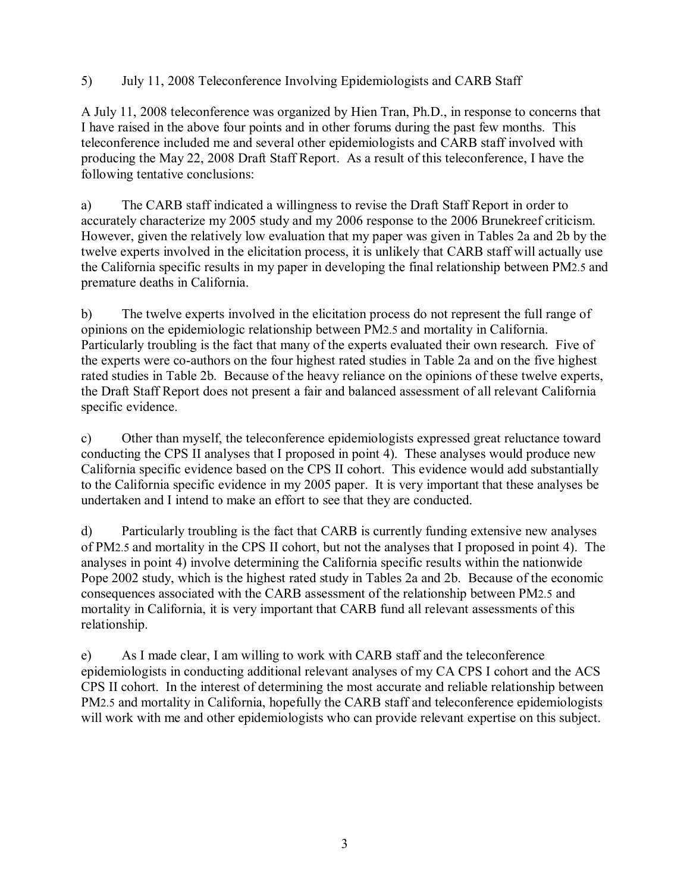5) July 11, 2008 Teleconference Involving Epidemiologists and CARB Staff

A July 11, 2008 teleconference was organized by Hien Tran, Ph.D., in response to concerns that I have raised in the above four points and in other forums during the past few months. This teleconference included me and several other epidemiologists and CARB staff involved with producing the May 22, 2008 Draft Staff Report. As a result of this teleconference, I have the following tentative conclusions:

a) The CARB staff indicated a willingness to revise the Draft Staff Report in order to accurately characterize my 2005 study and my 2006 response to the 2006 Brunekreef criticism. However, given the relatively low evaluation that my paper was given in Tables 2a and 2b by the twelve experts involved in the elicitation process, it is unlikely that CARB staff will actually use the California specific results in my paper in developing the final relationship between $PM_{2.5}$ and premature deaths in California.

b) The twelve experts involved in the elicitation process do not represent the full range of opinions on the epidemiologic relationship between $PM_{2.5}$ and mortality in California. Particularly troubling is the fact that many of the experts evaluated their own research. Five of the experts were co-authors on the four highest rated studies in Table 2a and on the five highest rated studies in Table 2b. Because of the heavy reliance on the opinions of these twelve experts, the Draft Staff Report does not present a fair and balanced assessment of all relevant California specific evidence.

c) Other than myself, the teleconference epidemiologists expressed great reluctance toward conducting the CPS II analyses that I proposed in point 4). These analyses would produce new California specific evidence based on the CPS II cohort. This evidence would add substantially to the California specific evidence in my 2005 paper. It is very important that these analyses be undertaken and I intend to make an effort to see that they are conducted.

d) Particularly troubling is the fact that CARB is currently funding extensive new analyses of $PM_{2.5}$ and mortality in the CPS II cohort, but not the analyses that I proposed in point 4). The analyses in point 4) involve determining the California specific results within the nationwide Pope 2002 study, which is the highest rated study in Tables 2a and 2b. Because of the economic consequences associated with the CARB assessment of the relationship between $PM_{2.5}$ and mortality in California, it is very important that CARB fund all relevant assessments of this relationship.

e) As I made clear, I am willing to work with CARB staff and the teleconference epidemiologists in conducting additional relevant analyses of my CA CPS I cohort and the ACS CPS II cohort. In the interest of determining the most accurate and reliable relationship between $PM_{2.5}$ and mortality in California, hopefully the CARB staff and teleconference epidemiologists will work with me and other epidemiologists who can provide relevant expertise on this subject.